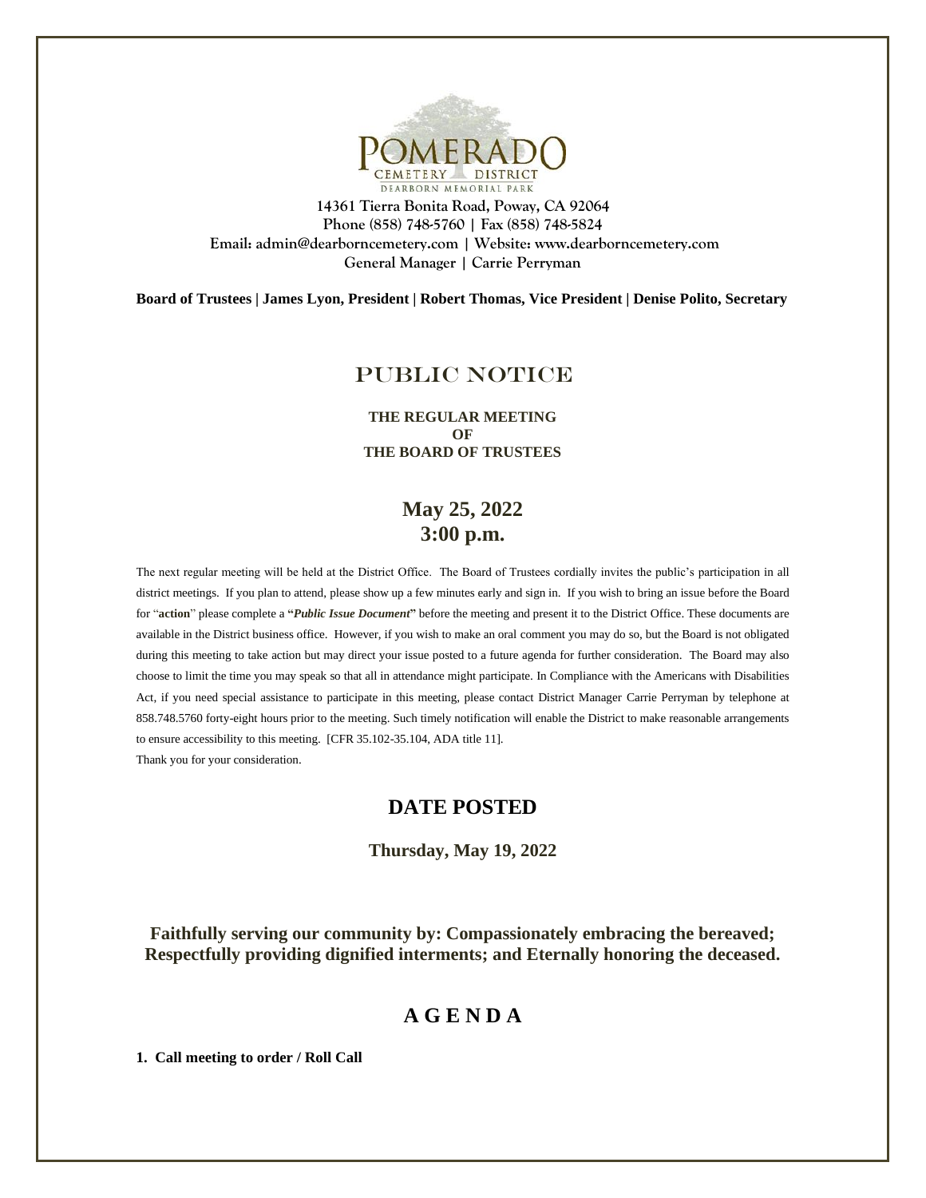POMERADO CEMETERY DISTRICT
DEARBORN MEMORIAL PARK

**14361 Tierra Bonita Road, Poway, CA 92064**
**Phone (858) 748-5760 | Fax (858) 748-5824**
**Email: admin@dearborncemetery.com | Website: www.dearborncemetery.com**
**General Manager | Carrie Perryman**

**Board of Trustees | James Lyon, President | Robert Thomas, Vice President | Denise Polito, Secretary**

# PUBLIC NOTICE

**THE REGULAR MEETING**
**OF**
**THE BOARD OF TRUSTEES**

## May 25, 2022
## 3:00 p.m.

The next regular meeting will be held at the District Office. The Board of Trustees cordially invites the public's participation in all district meetings. If you plan to attend, please show up a few minutes early and sign in. If you wish to bring an issue before the Board for "**action**" please complete a **"*Public Issue Document*"** before the meeting and present it to the District Office. These documents are available in the District business office. However, if you wish to make an oral comment you may do so, but the Board is not obligated during this meeting to take action but may direct your issue posted to a future agenda for further consideration. The Board may also choose to limit the time you may speak so that all in attendance might participate. In Compliance with the Americans with Disabilities Act, if you need special assistance to participate in this meeting, please contact District Manager Carrie Perryman by telephone at 858.748.5760 forty-eight hours prior to the meeting. Such timely notification will enable the District to make reasonable arrangements to ensure accessibility to this meeting. [CFR 35.102-35.104, ADA title 11].
Thank you for your consideration.

## DATE POSTED

**Thursday, May 19, 2022**

**Faithfully serving our community by: Compassionately embracing the bereaved; Respectfully providing dignified interments; and Eternally honoring the deceased.**

## A G E N D A

**1. Call meeting to order / Roll Call**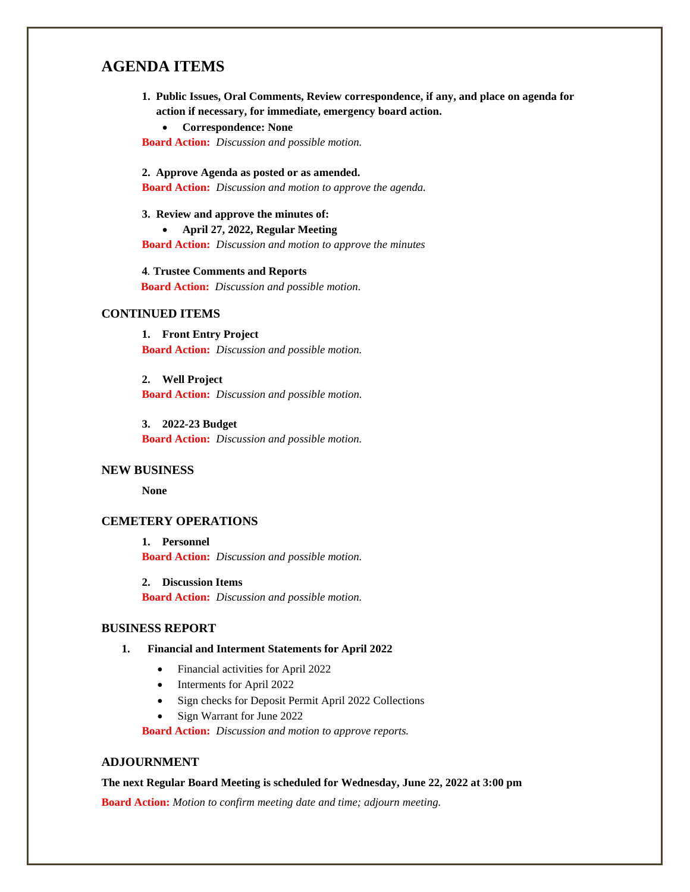## AGENDA ITEMS

1. **Public Issues, Oral Comments, Review correspondence, if any, and place on agenda for action if necessary, for immediate, emergency board action.**
   - **Correspondence: None**

   **Board Action:** *Discussion and possible motion.*

2. **Approve Agenda as posted or as amended.**

   **Board Action:** *Discussion and motion to approve the agenda.*

3. **Review and approve the minutes of:**
   - **April 27, 2022, Regular Meeting**

   **Board Action:** *Discussion and motion to approve the minutes*

4. **Trustee Comments and Reports**

   **Board Action:** *Discussion and possible motion.*

### CONTINUED ITEMS

1. **Front Entry Project**

   **Board Action:** *Discussion and possible motion.*

2. **Well Project**

   **Board Action:** *Discussion and possible motion.*

3. **2022-23 Budget**

   **Board Action:** *Discussion and possible motion.*

### NEW BUSINESS

**None**

### CEMETERY OPERATIONS

1. **Personnel**

   **Board Action:** *Discussion and possible motion.*

2. **Discussion Items**

   **Board Action:** *Discussion and possible motion.*

### BUSINESS REPORT

1. **Financial and Interment Statements for April 2022**
   - Financial activities for April 2022
   - Interments for April 2022
   - Sign checks for Deposit Permit April 2022 Collections
   - Sign Warrant for June 2022

   **Board Action:** *Discussion and motion to approve reports.*

### ADJOURNMENT

**The next Regular Board Meeting is scheduled for Wednesday, June 22, 2022 at 3:00 pm**

**Board Action:** *Motion to confirm meeting date and time; adjourn meeting.*